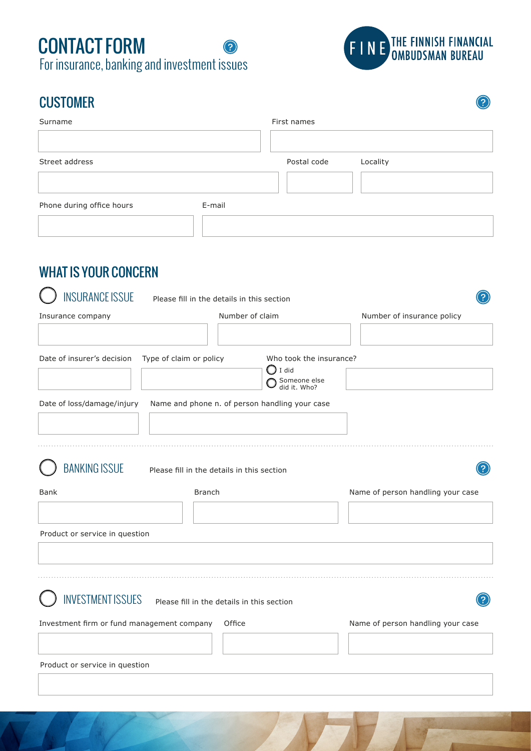# CONTACT FORM

For insurance, banking and investment issues

THE FINNISH FINANCIAL OMBUDSMAN BUREAU

## CUSTOMER

Surname

First names

Street address

Postal code

Locality

Phone during office hours

E-mail

## WHAT IS YOUR CONCERN

### INSURANCE ISSUE

Please fill in the details in this section

Insurance company

Number of claim

Number of insurance policy

Date of insurer's decision

Type of claim or policy

Who took the insurance?

- I did
- Someone else did it. Who?

Date of loss/damage/injury

Name and phone n. of person handling your case

### BANKING ISSUE

Please fill in the details in this section

Bank

Branch

Name of person handling your case

Product or service in question

### INVESTMENT ISSUES

Please fill in the details in this section

Investment firm or fund management company

Office

Name of person handling your case

Product or service in question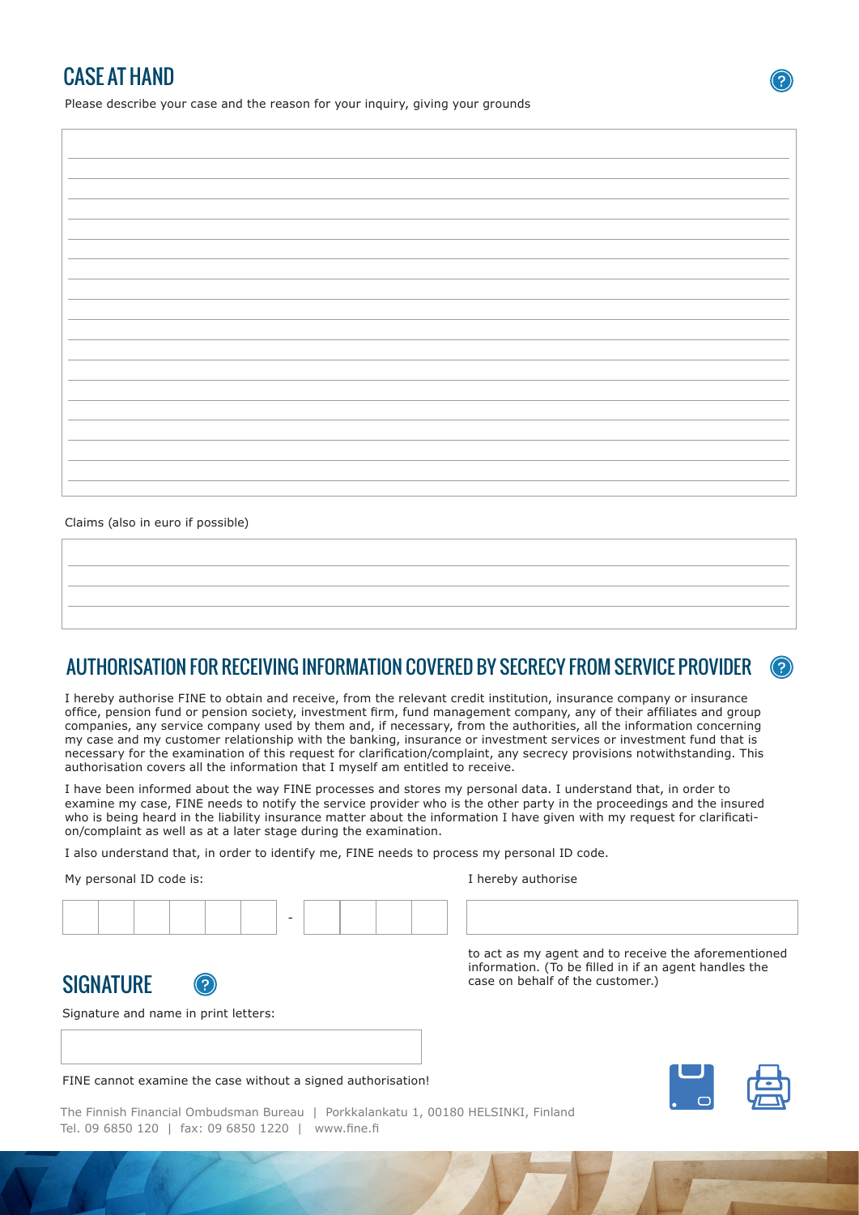## CASE AT HAND

Please describe your case and the reason for your inquiry, giving your grounds

Claims (also in euro if possible)

## AUTHORISATION FOR RECEIVING INFORMATION COVERED BY SECRECY FROM SERVICE PROVIDER

I hereby authorise FINE to obtain and receive, from the relevant credit institution, insurance company or insurance office, pension fund or pension society, investment firm, fund management company, any of their affiliates and group companies, any service company used by them and, if necessary, from the authorities, all the information concerning my case and my customer relationship with the banking, insurance or investment services or investment fund that is necessary for the examination of this request for clarification/complaint, any secrecy provisions notwithstanding. This authorisation covers all the information that I myself am entitled to receive.

I have been informed about the way FINE processes and stores my personal data. I understand that, in order to examine my case, FINE needs to notify the service provider who is the other party in the proceedings and the insured who is being heard in the liability insurance matter about the information I have given with my request for clarification/complaint as well as at a later stage during the examination.

I also understand that, in order to identify me, FINE needs to process my personal ID code.

My personal ID code is:

| | | | | | | | | | | |
|---|---|---|---|---|---|---|---|---|---|---|
| | | | | | | - | | | | |

I hereby authorise

to act as my agent and to receive the aforementioned information. (To be filled in if an agent handles the case on behalf of the customer.)

## SIGNATURE

Signature and name in print letters:

FINE cannot examine the case without a signed authorisation!

The Finnish Financial Ombudsman Bureau | Porkkalankatu 1, 00180 HELSINKI, Finland
Tel. 09 6850 120 | fax: 09 6850 1220 | www.fine.fi